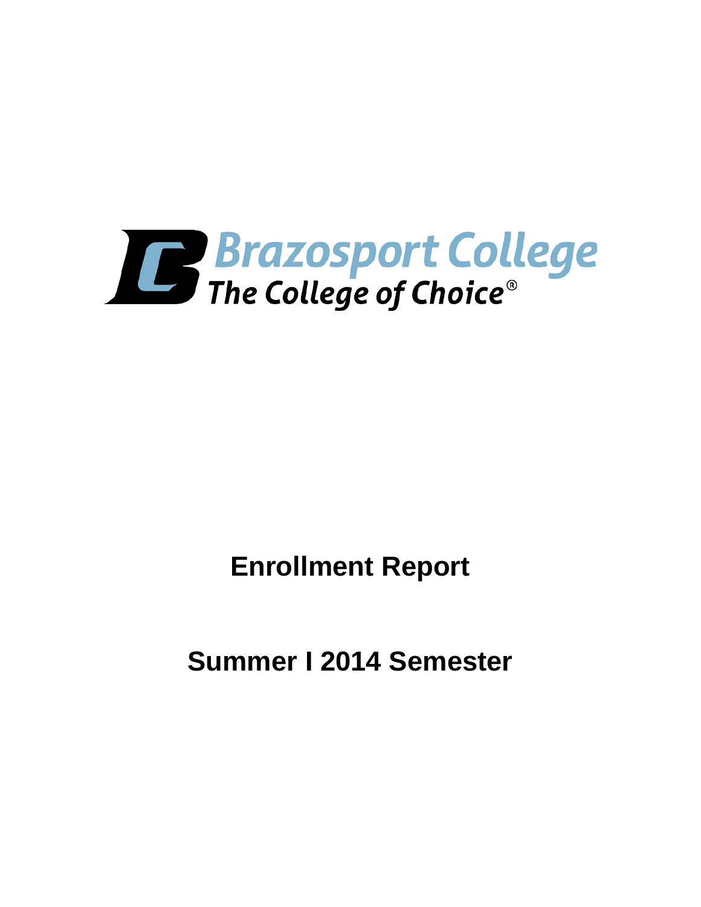Brazosport College

The College of Choice®

# Enrollment Report

## Summer I 2014 Semester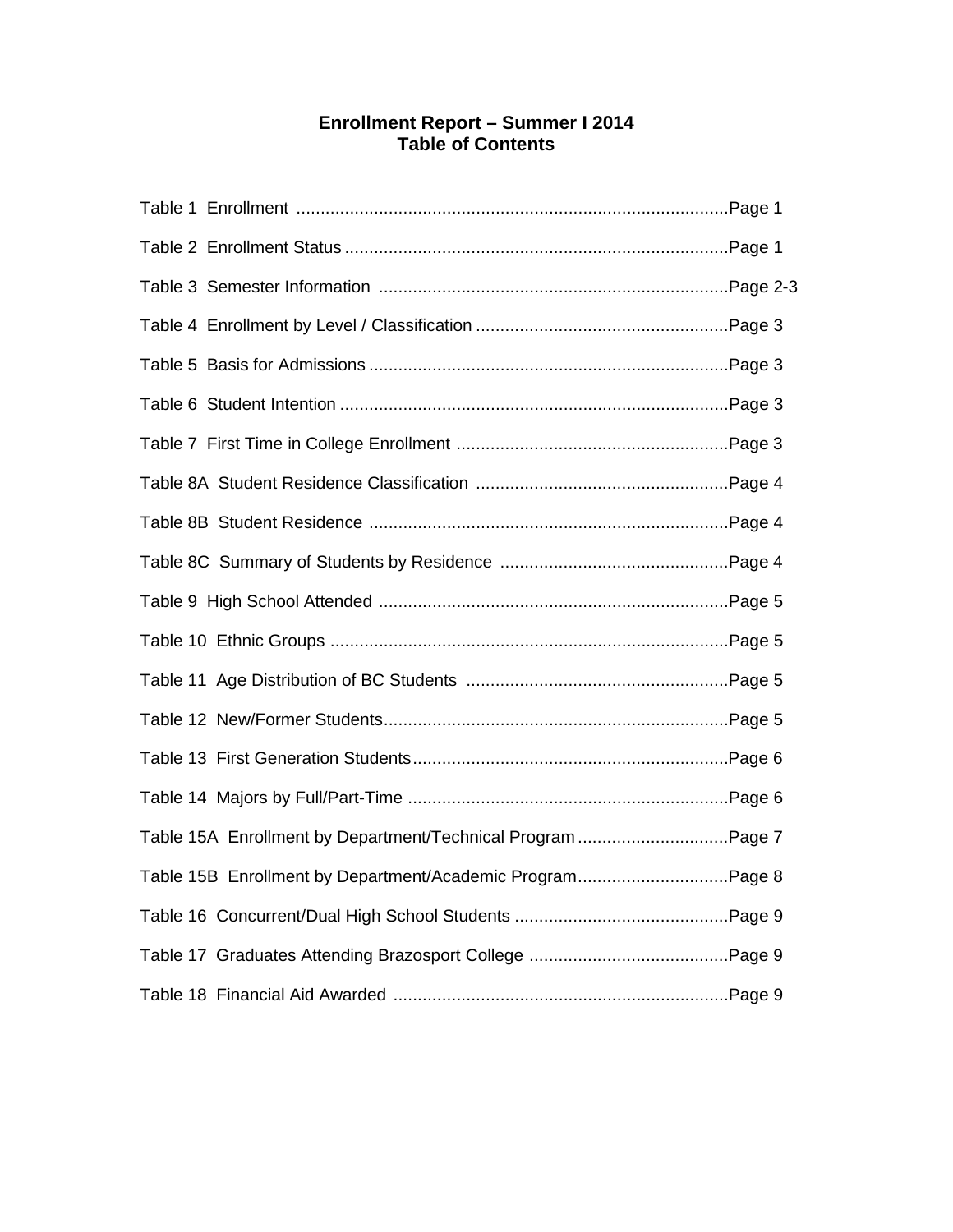# Enrollment Report – Summer I 2014
## Table of Contents

Table 1 Enrollment ........................................................................................Page 1

Table 2 Enrollment Status ..............................................................................Page 1

Table 3 Semester Information .......................................................................Page 2-3

Table 4 Enrollment by Level / Classification ...................................................Page 3

Table 5 Basis for Admissions .........................................................................Page 3

Table 6 Student Intention ...............................................................................Page 3

Table 7 First Time in College Enrollment .......................................................Page 3

Table 8A Student Residence Classification ...................................................Page 4

Table 8B Student Residence .........................................................................Page 4

Table 8C Summary of Students by Residence ..............................................Page 4

Table 9 High School Attended .......................................................................Page 5

Table 10 Ethnic Groups .................................................................................Page 5

Table 11 Age Distribution of BC Students .....................................................Page 5

Table 12 New/Former Students......................................................................Page 5

Table 13 First Generation Students................................................................Page 6

Table 14 Majors by Full/Part-Time .................................................................Page 6

Table 15A Enrollment by Department/Technical Program ..............................Page 7

Table 15B Enrollment by Department/Academic Program..............................Page 8

Table 16 Concurrent/Dual High School Students ...........................................Page 9

Table 17 Graduates Attending Brazosport College ........................................Page 9

Table 18 Financial Aid Awarded ....................................................................Page 9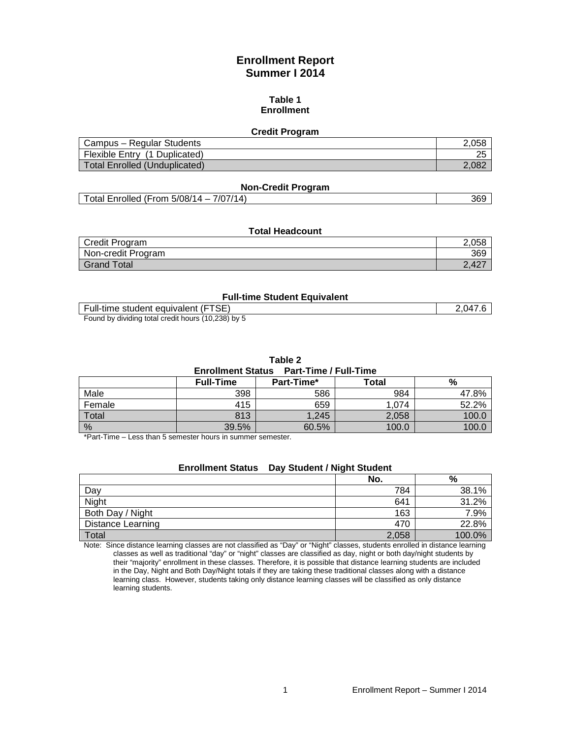# Enrollment Report
# Summer I 2014

## Table 1
## Enrollment

### Credit Program

| | |
|---|---|
| Campus – Regular Students | 2,058 |
| Flexible Entry (1 Duplicated) | 25 |
| Total Enrolled (Unduplicated) | 2,082 |

### Non-Credit Program

| | |
|---|---|
| Total Enrolled (From 5/08/14 – 7/07/14) | 369 |

### Total Headcount

| | |
|---|---|
| Credit Program | 2,058 |
| Non-credit Program | 369 |
| Grand Total | 2,427 |

### Full-time Student Equivalent

| | |
|---|---|
| Full-time student equivalent (FTSE) | 2,047.6 |

Found by dividing total credit hours (10,238) by 5

## Table 2
### Enrollment Status Part-Time / Full-Time

| | Full-Time | Part-Time* | Total | % |
|---|---|---|---|---|
| Male | 398 | 586 | 984 | 47.8% |
| Female | 415 | 659 | 1,074 | 52.2% |
| Total | 813 | 1,245 | 2,058 | 100.0 |
| % | 39.5% | 60.5% | 100.0 | 100.0 |

*Part-Time – Less than 5 semester hours in summer semester.

### Enrollment Status Day Student / Night Student

| | No. | % |
|---|---|---|
| Day | 784 | 38.1% |
| Night | 641 | 31.2% |
| Both Day / Night | 163 | 7.9% |
| Distance Learning | 470 | 22.8% |
| Total | 2,058 | 100.0% |

Note: Since distance learning classes are not classified as "Day" or "Night" classes, students enrolled in distance learning classes as well as traditional "day" or "night" classes are classified as day, night or both day/night students by their "majority" enrollment in these classes. Therefore, it is possible that distance learning students are included in the Day, Night and Both Day/Night totals if they are taking these traditional classes along with a distance learning class. However, students taking only distance learning classes will be classified as only distance learning students.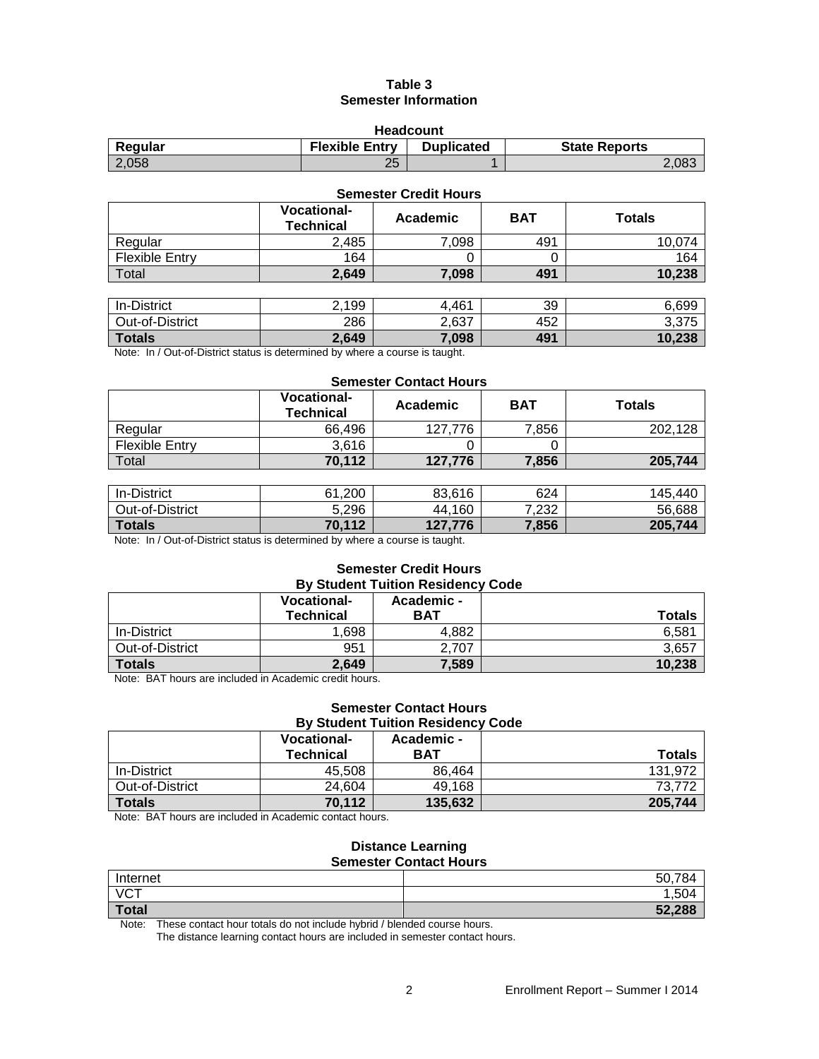# Table 3
## Semester Information

### Headcount

| Regular | Flexible Entry | Duplicated | State Reports |
|---|---|---|---|
| 2,058 | 25 | 1 | 2,083 |

### Semester Credit Hours

| | Vocational-Technical | Academic | BAT | Totals |
|---|---|---|---|---|
| Regular | 2,485 | 7,098 | 491 | 10,074 |
| Flexible Entry | 164 | 0 | 0 | 164 |
| Total | **2,649** | **7,098** | **491** | **10,238** |

| | | | | |
|---|---|---|---|---|
| In-District | 2,199 | 4,461 | 39 | 6,699 |
| Out-of-District | 286 | 2,637 | 452 | 3,375 |
| **Totals** | **2,649** | **7,098** | **491** | **10,238** |

Note: In / Out-of-District status is determined by where a course is taught.

### Semester Contact Hours

| | Vocational-Technical | Academic | BAT | Totals |
|---|---|---|---|---|
| Regular | 66,496 | 127,776 | 7,856 | 202,128 |
| Flexible Entry | 3,616 | 0 | 0 | |
| Total | **70,112** | **127,776** | **7,856** | **205,744** |

| | | | | |
|---|---|---|---|---|
| In-District | 61,200 | 83,616 | 624 | 145,440 |
| Out-of-District | 5,296 | 44,160 | 7,232 | 56,688 |
| **Totals** | **70,112** | **127,776** | **7,856** | **205,744** |

Note: In / Out-of-District status is determined by where a course is taught.

### Semester Credit Hours By Student Tuition Residency Code

| | Vocational-Technical | Academic - BAT | Totals |
|---|---|---|---|
| In-District | 1,698 | 4,882 | 6,581 |
| Out-of-District | 951 | 2,707 | 3,657 |
| **Totals** | **2,649** | **7,589** | **10,238** |

Note: BAT hours are included in Academic credit hours.

### Semester Contact Hours By Student Tuition Residency Code

| | Vocational-Technical | Academic - BAT | Totals |
|---|---|---|---|
| In-District | 45,508 | 86,464 | 131,972 |
| Out-of-District | 24,604 | 49,168 | 73,772 |
| **Totals** | **70,112** | **135,632** | **205,744** |

Note: BAT hours are included in Academic contact hours.

### Distance Learning Semester Contact Hours

| | |
|---|---|
| Internet | 50,784 |
| VCT | 1,504 |
| **Total** | **52,288** |

Note: These contact hour totals do not include hybrid / blended course hours.
The distance learning contact hours are included in semester contact hours.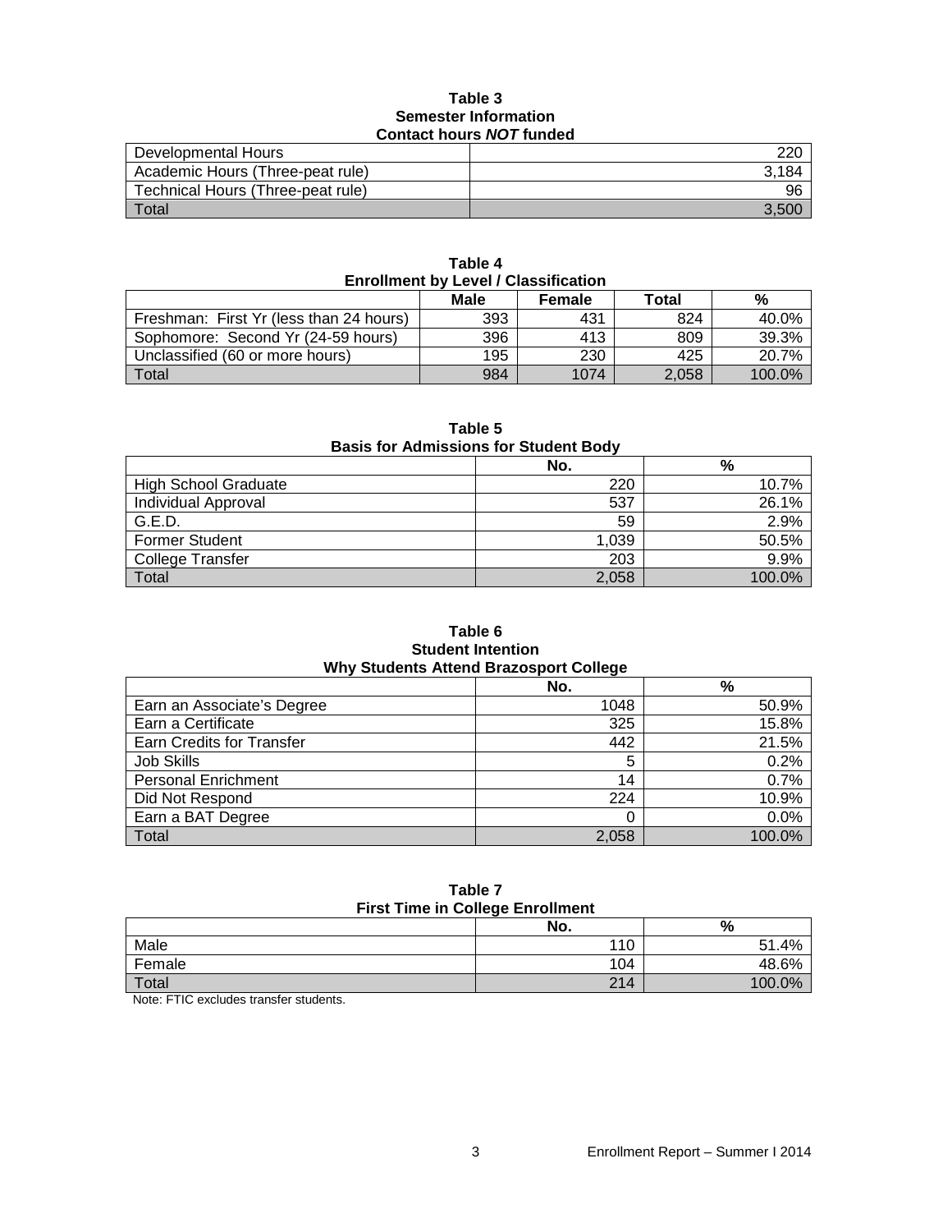**Table 3**
**Semester Information**
**Contact hours *NOT* funded**

| | |
|---|---|
| Developmental Hours | 220 |
| Academic Hours (Three-peat rule) | 3,184 |
| Technical Hours (Three-peat rule) | 96 |
| Total | 3,500 |

**Table 4**
**Enrollment by Level / Classification**

| | Male | Female | Total | % |
|---|---|---|---|---|
| Freshman: First Yr (less than 24 hours) | 393 | 431 | 824 | 40.0% |
| Sophomore: Second Yr (24-59 hours) | 396 | 413 | 809 | 39.3% |
| Unclassified (60 or more hours) | 195 | 230 | 425 | 20.7% |
| Total | 984 | 1074 | 2,058 | 100.0% |

**Table 5**
**Basis for Admissions for Student Body**

| | No. | % |
|---|---|---|
| High School Graduate | 220 | 10.7% |
| Individual Approval | 537 | 26.1% |
| G.E.D. | 59 | 2.9% |
| Former Student | 1,039 | 50.5% |
| College Transfer | 203 | 9.9% |
| Total | 2,058 | 100.0% |

**Table 6**
**Student Intention**
**Why Students Attend Brazosport College**

| | No. | % |
|---|---|---|
| Earn an Associate's Degree | 1048 | 50.9% |
| Earn a Certificate | 325 | 15.8% |
| Earn Credits for Transfer | 442 | 21.5% |
| Job Skills | 5 | 0.2% |
| Personal Enrichment | 14 | 0.7% |
| Did Not Respond | 224 | 10.9% |
| Earn a BAT Degree | 0 | 0.0% |
| Total | 2,058 | 100.0% |

**Table 7**
**First Time in College Enrollment**

| | No. | % |
|---|---|---|
| Male | 110 | 51.4% |
| Female | 104 | 48.6% |
| Total | 214 | 100.0% |

Note: FTIC excludes transfer students.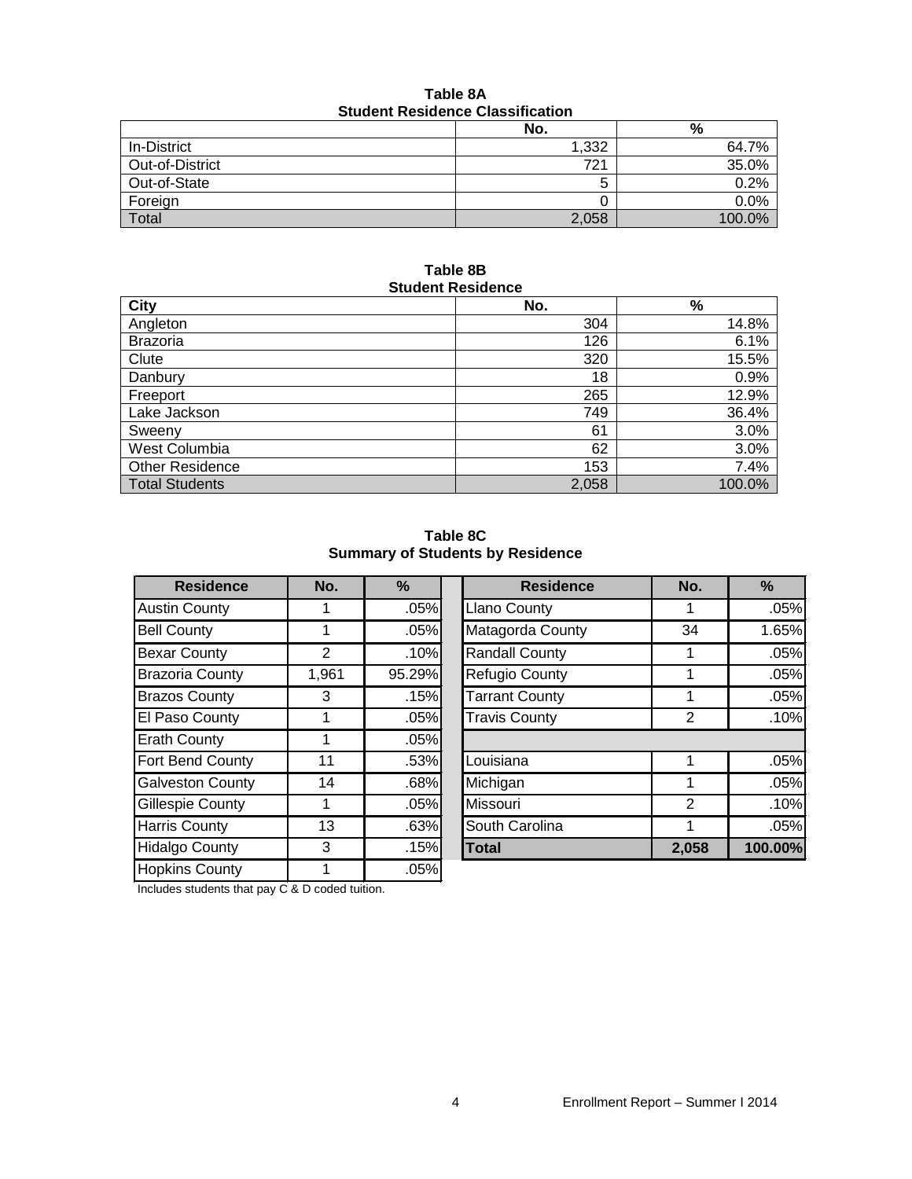**Table 8A**
**Student Residence Classification**

| | No. | % |
|---|---|---|
| In-District | 1,332 | 64.7% |
| Out-of-District | 721 | 35.0% |
| Out-of-State | 5 | 0.2% |
| Foreign | 0 | 0.0% |
| Total | 2,058 | 100.0% |

**Table 8B**
**Student Residence**

| City | No. | % |
|---|---|---|
| Angleton | 304 | 14.8% |
| Brazoria | 126 | 6.1% |
| Clute | 320 | 15.5% |
| Danbury | 18 | 0.9% |
| Freeport | 265 | 12.9% |
| Lake Jackson | 749 | 36.4% |
| Sweeny | 61 | 3.0% |
| West Columbia | 62 | 3.0% |
| Other Residence | 153 | 7.4% |
| Total Students | 2,058 | 100.0% |

**Table 8C**
**Summary of Students by Residence**

| Residence | No. | % | Residence | No. | % |
|---|---|---|---|---|---|
| Austin County | 1 | .05% | Llano County | 1 | .05% |
| Bell County | 1 | .05% | Matagorda County | 34 | 1.65% |
| Bexar County | 2 | .10% | Randall County | 1 | .05% |
| Brazoria County | 1,961 | 95.29% | Refugio County | 1 | .05% |
| Brazos County | 3 | .15% | Tarrant County | 1 | .05% |
| El Paso County | 1 | .05% | Travis County | 2 | .10% |
| Erath County | 1 | .05% | | | |
| Fort Bend County | 11 | .53% | Louisiana | 1 | .05% |
| Galveston County | 14 | .68% | Michigan | 1 | .05% |
| Gillespie County | 1 | .05% | Missouri | 2 | .10% |
| Harris County | 13 | .63% | South Carolina | 1 | .05% |
| Hidalgo County | 3 | .15% | **Total** | **2,058** | **100.00%** |
| Hopkins County | 1 | .05% | | | |

Includes students that pay C & D coded tuition.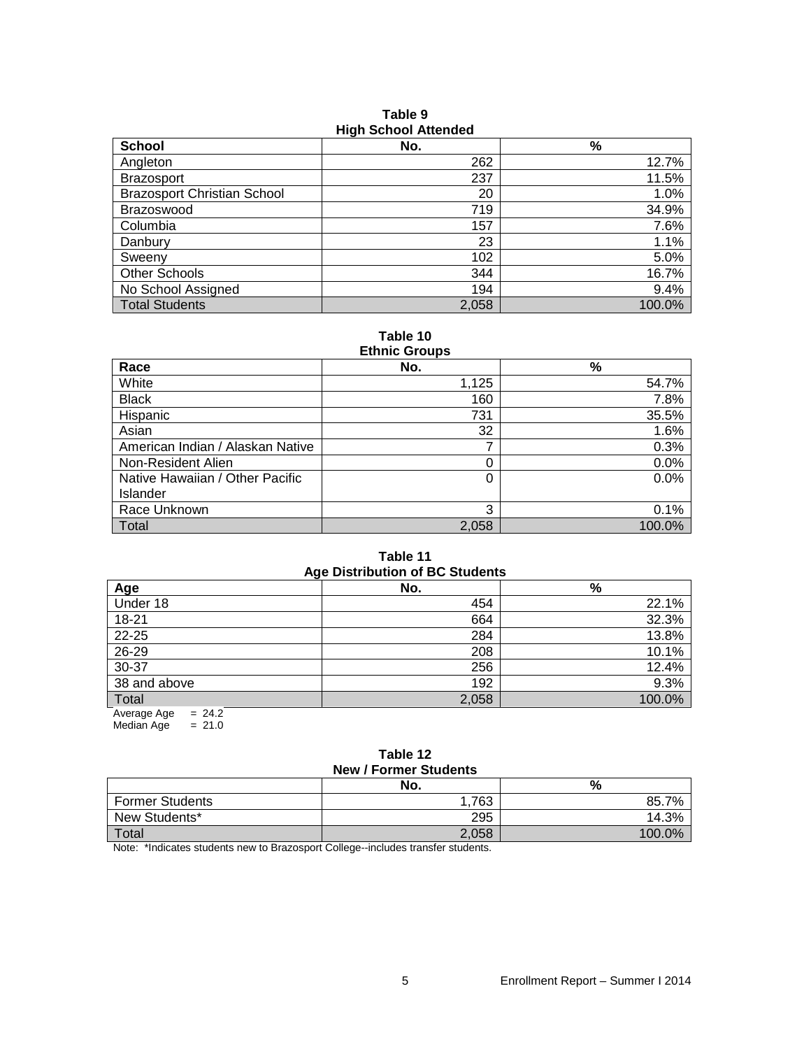**Table 9**
**High School Attended**

| School | No. | % |
| --- | --- | --- |
| Angleton | 262 | 12.7% |
| Brazosport | 237 | 11.5% |
| Brazosport Christian School | 20 | 1.0% |
| Brazoswood | 719 | 34.9% |
| Columbia | 157 | 7.6% |
| Danbury | 23 | 1.1% |
| Sweeny | 102 | 5.0% |
| Other Schools | 344 | 16.7% |
| No School Assigned | 194 | 9.4% |
| Total Students | 2,058 | 100.0% |

**Table 10**
**Ethnic Groups**

| Race | No. | % |
| --- | --- | --- |
| White | 1,125 | 54.7% |
| Black | 160 | 7.8% |
| Hispanic | 731 | 35.5% |
| Asian | 32 | 1.6% |
| American Indian / Alaskan Native | 7 | 0.3% |
| Non-Resident Alien | 0 | 0.0% |
| Native Hawaiian / Other Pacific Islander | 0 | 0.0% |
| Race Unknown | 3 | 0.1% |
| Total | 2,058 | 100.0% |

**Table 11**
**Age Distribution of BC Students**

| Age | No. | % |
| --- | --- | --- |
| Under 18 | 454 | 22.1% |
| 18-21 | 664 | 32.3% |
| 22-25 | 284 | 13.8% |
| 26-29 | 208 | 10.1% |
| 30-37 | 256 | 12.4% |
| 38 and above | 192 | 9.3% |
| Total | 2,058 | 100.0% |

Average Age = 24.2
Median Age = 21.0

**Table 12**
**New / Former Students**

| | No. | % |
| --- | --- | --- |
| Former Students | 1,763 | 85.7% |
| New Students* | 295 | 14.3% |
| Total | 2,058 | 100.0% |

Note: *Indicates students new to Brazosport College--includes transfer students.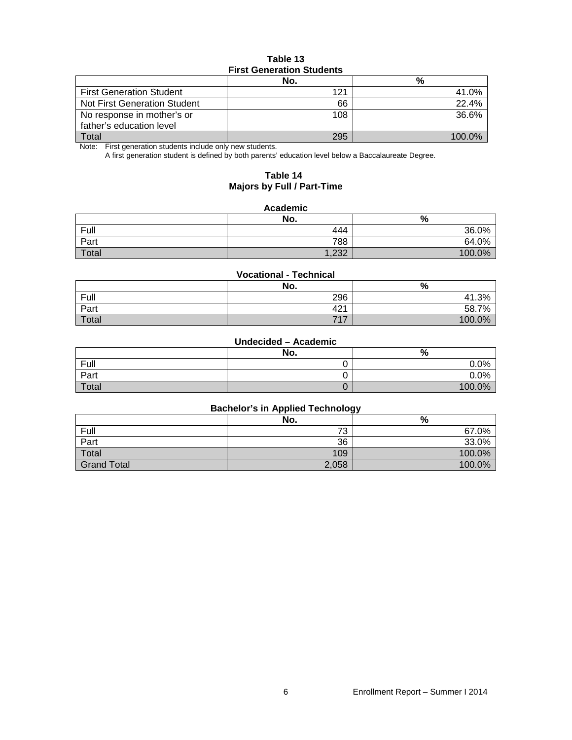**Table 13**
**First Generation Students**

| | No. | % |
|---|---|---|
| First Generation Student | 121 | 41.0% |
| Not First Generation Student | 66 | 22.4% |
| No response in mother's or father's education level | 108 | 36.6% |
| Total | 295 | 100.0% |

Note: First generation students include only new students.
A first generation student is defined by both parents' education level below a Baccalaureate Degree.

**Table 14**
**Majors by Full / Part-Time**

**Academic**

| | No. | % |
|---|---|---|
| Full | 444 | 36.0% |
| Part | 788 | 64.0% |
| Total | 1,232 | 100.0% |

**Vocational - Technical**

| | No. | % |
|---|---|---|
| Full | 296 | 41.3% |
| Part | 421 | 58.7% |
| Total | 717 | 100.0% |

**Undecided – Academic**

| | No. | % |
|---|---|---|
| Full | 0 | 0.0% |
| Part | 0 | 0.0% |
| Total | 0 | 100.0% |

**Bachelor's in Applied Technology**

| | No. | % |
|---|---|---|
| Full | 73 | 67.0% |
| Part | 36 | 33.0% |
| Total | 109 | 100.0% |
| Grand Total | 2,058 | 100.0% |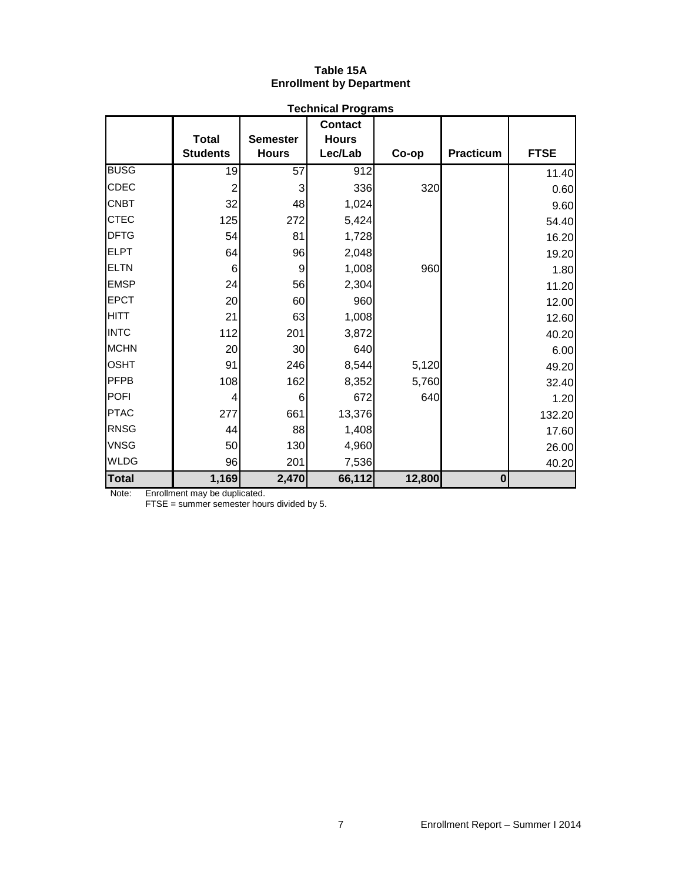# Table 15A
## Enrollment by Department

### Technical Programs

| | Total Students | Semester Hours | Contact Hours Lec/Lab | Co-op | Practicum | FTSE |
|---|---|---|---|---|---|---|
| BUSG | 19 | 57 | 912 | | | 11.40 |
| CDEC | 2 | 3 | 336 | 320 | | 0.60 |
| CNBT | 32 | 48 | 1,024 | | | 9.60 |
| CTEC | 125 | 272 | 5,424 | | | 54.40 |
| DFTG | 54 | 81 | 1,728 | | | 16.20 |
| ELPT | 64 | 96 | 2,048 | | | 19.20 |
| ELTN | 6 | 9 | 1,008 | 960 | | 1.80 |
| EMSP | 24 | 56 | 2,304 | | | 11.20 |
| EPCT | 20 | 60 | 960 | | | 12.00 |
| HITT | 21 | 63 | 1,008 | | | 12.60 |
| INTC | 112 | 201 | 3,872 | | | 40.20 |
| MCHN | 20 | 30 | 640 | | | 6.00 |
| OSHT | 91 | 246 | 8,544 | 5,120 | | 49.20 |
| PFPB | 108 | 162 | 8,352 | 5,760 | | 32.40 |
| POFI | 4 | 6 | 672 | 640 | | 1.20 |
| PTAC | 277 | 661 | 13,376 | | | 132.20 |
| RNSG | 44 | 88 | 1,408 | | | 17.60 |
| VNSG | 50 | 130 | 4,960 | | | 26.00 |
| WLDG | 96 | 201 | 7,536 | | | 40.20 |
| **Total** | **1,169** | **2,470** | **66,112** | **12,800** | **0** | |

Note: Enrollment may be duplicated.
FTSE = summer semester hours divided by 5.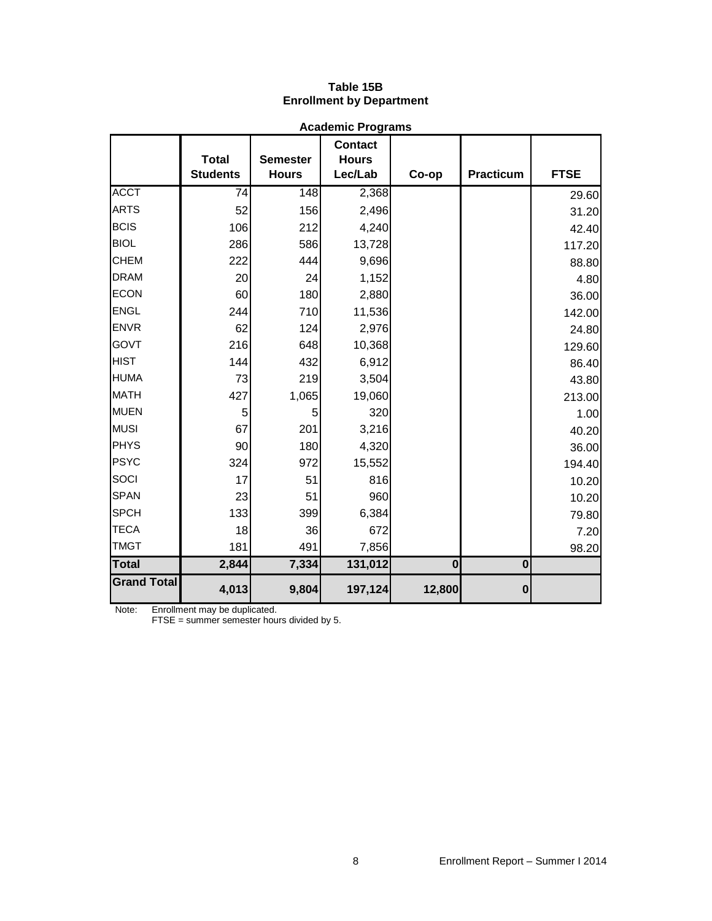**Table 15B**
**Enrollment by Department**

**Academic Programs**

| | Total Students | Semester Hours | Contact Hours Lec/Lab | Co-op | Practicum | FTSE |
|---|---|---|---|---|---|---|
| ACCT | 74 | 148 | 2,368 | | | 29.60 |
| ARTS | 52 | 156 | 2,496 | | | 31.20 |
| BCIS | 106 | 212 | 4,240 | | | 42.40 |
| BIOL | 286 | 586 | 13,728 | | | 117.20 |
| CHEM | 222 | 444 | 9,696 | | | 88.80 |
| DRAM | 20 | 24 | 1,152 | | | 4.80 |
| ECON | 60 | 180 | 2,880 | | | 36.00 |
| ENGL | 244 | 710 | 11,536 | | | 142.00 |
| ENVR | 62 | 124 | 2,976 | | | 24.80 |
| GOVT | 216 | 648 | 10,368 | | | 129.60 |
| HIST | 144 | 432 | 6,912 | | | 86.40 |
| HUMA | 73 | 219 | 3,504 | | | 43.80 |
| MATH | 427 | 1,065 | 19,060 | | | 213.00 |
| MUEN | 5 | 5 | 320 | | | 1.00 |
| MUSI | 67 | 201 | 3,216 | | | 40.20 |
| PHYS | 90 | 180 | 4,320 | | | 36.00 |
| PSYC | 324 | 972 | 15,552 | | | 194.40 |
| SOCI | 17 | 51 | 816 | | | 10.20 |
| SPAN | 23 | 51 | 960 | | | 10.20 |
| SPCH | 133 | 399 | 6,384 | | | 79.80 |
| TECA | 18 | 36 | 672 | | | 7.20 |
| TMGT | 181 | 491 | 7,856 | | | 98.20 |
| **Total** | **2,844** | **7,334** | **131,012** | **0** | **0** | |
| **Grand Total** | **4,013** | **9,804** | **197,124** | **12,800** | **0** | |

Note: Enrollment may be duplicated.
FTSE = summer semester hours divided by 5.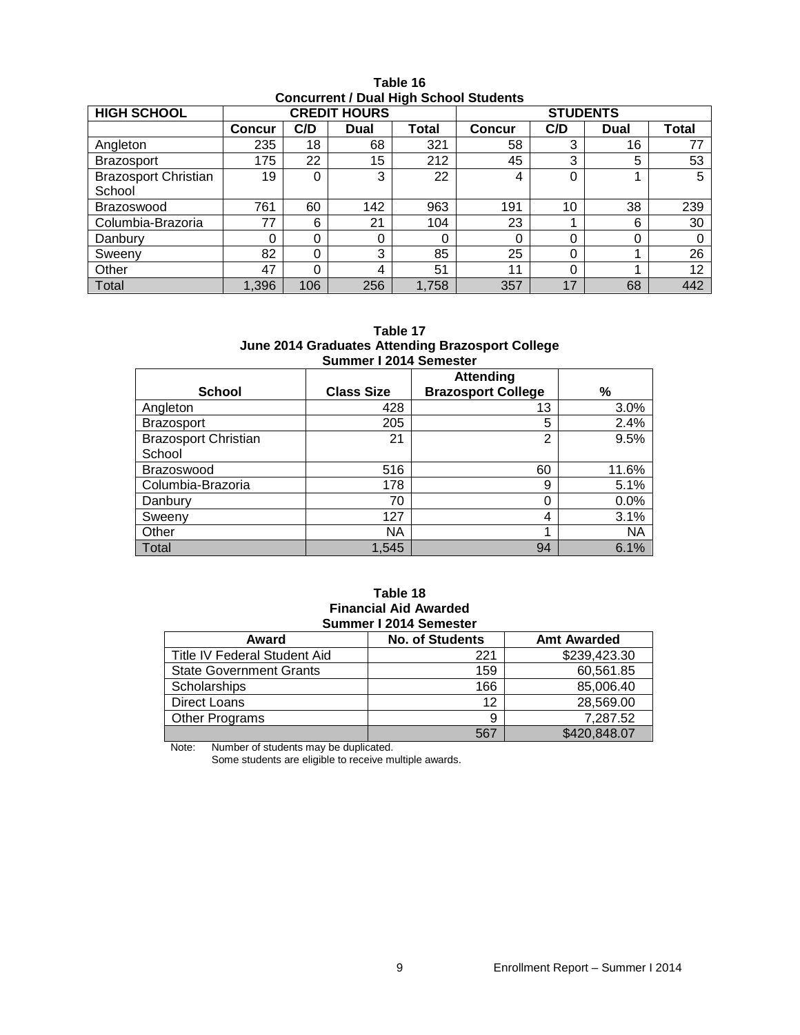**Table 16**
**Concurrent / Dual High School Students**

| HIGH SCHOOL | CREDIT HOURS | | | | STUDENTS | | | |
|---|---|---|---|---|---|---|---|---|
| | Concur | C/D | Dual | Total | Concur | C/D | Dual | Total |
| Angleton | 235 | 18 | 68 | 321 | 58 | 3 | 16 | 77 |
| Brazosport | 175 | 22 | 15 | 212 | 45 | 3 | 5 | 53 |
| Brazosport Christian School | 19 | 0 | 3 | 22 | 4 | 0 | 1 | 5 |
| Brazoswood | 761 | 60 | 142 | 963 | 191 | 10 | 38 | 239 |
| Columbia-Brazoria | 77 | 6 | 21 | 104 | 23 | 1 | 6 | 30 |
| Danbury | 0 | 0 | 0 | 0 | 0 | 0 | 0 | 0 |
| Sweeny | 82 | 0 | 3 | 85 | 25 | 0 | 1 | 26 |
| Other | 47 | 0 | 4 | 51 | 11 | 0 | 1 | 12 |
| Total | 1,396 | 106 | 256 | 1,758 | 357 | 17 | 68 | 442 |

**Table 17**
**June 2014 Graduates Attending Brazosport College**
**Summer I 2014 Semester**

| School | Class Size | Attending Brazosport College | % |
|---|---|---|---|
| Angleton | 428 | 13 | 3.0% |
| Brazosport | 205 | 5 | 2.4% |
| Brazosport Christian School | 21 | 2 | 9.5% |
| Brazoswood | 516 | 60 | 11.6% |
| Columbia-Brazoria | 178 | 9 | 5.1% |
| Danbury | 70 | 0 | 0.0% |
| Sweeny | 127 | 4 | 3.1% |
| Other | NA | 1 | NA |
| Total | 1,545 | 94 | 6.1% |

**Table 18**
**Financial Aid Awarded**
**Summer I 2014 Semester**

| Award | No. of Students | Amt Awarded |
|---|---|---|
| Title IV Federal Student Aid | 221 | $239,423.30 |
| State Government Grants | 159 | 60,561.85 |
| Scholarships | 166 | 85,006.40 |
| Direct Loans | 12 | 28,569.00 |
| Other Programs | 9 | 7,287.52 |
| | 567 | $420,848.07 |

Note: Number of students may be duplicated.
Some students are eligible to receive multiple awards.